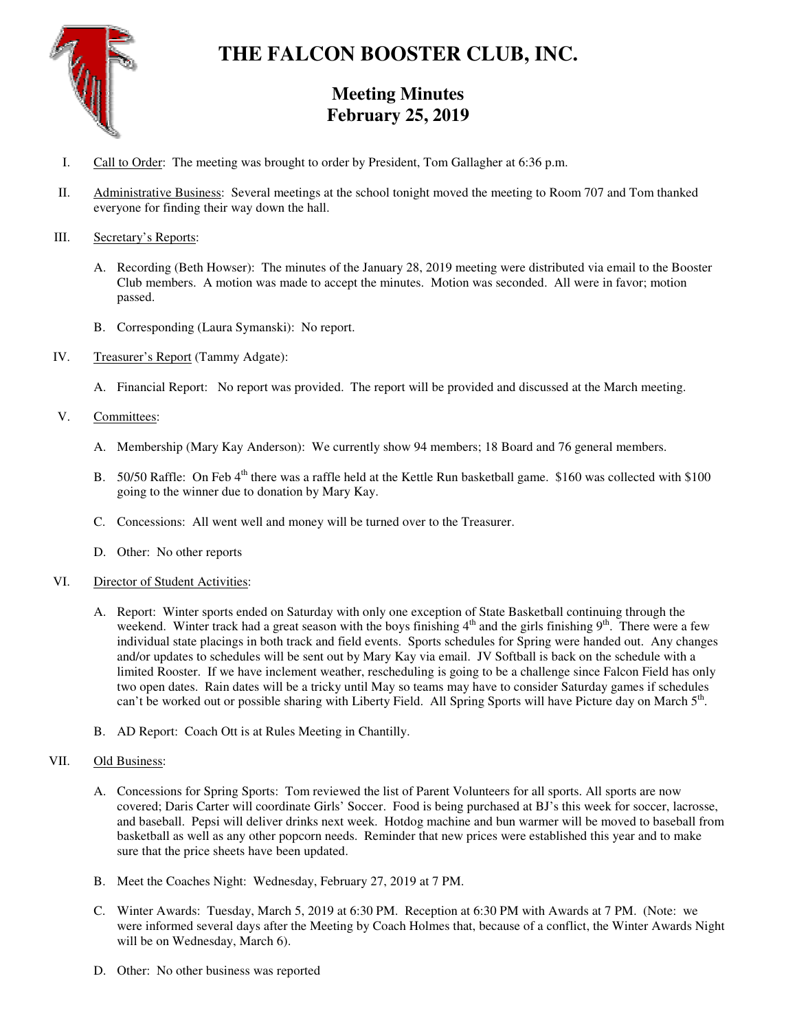# THE FALCON BOOSTER CLUB, INC.

## Meeting Minutes
## February 25, 2019

I. Call to Order: The meeting was brought to order by President, Tom Gallagher at 6:36 p.m.

II. Administrative Business: Several meetings at the school tonight moved the meeting to Room 707 and Tom thanked everyone for finding their way down the hall.

III. Secretary's Reports:

   A. Recording (Beth Howser): The minutes of the January 28, 2019 meeting were distributed via email to the Booster Club members. A motion was made to accept the minutes. Motion was seconded. All were in favor; motion passed.

   B. Corresponding (Laura Symanski): No report.

IV. Treasurer's Report (Tammy Adgate):

   A. Financial Report: No report was provided. The report will be provided and discussed at the March meeting.

V. Committees:

   A. Membership (Mary Kay Anderson): We currently show 94 members; 18 Board and 76 general members.

   B. 50/50 Raffle: On Feb 4th there was a raffle held at the Kettle Run basketball game. $160 was collected with $100 going to the winner due to donation by Mary Kay.

   C. Concessions: All went well and money will be turned over to the Treasurer.

   D. Other: No other reports

VI. Director of Student Activities:

   A. Report: Winter sports ended on Saturday with only one exception of State Basketball continuing through the weekend. Winter track had a great season with the boys finishing 4th and the girls finishing 9th. There were a few individual state placings in both track and field events. Sports schedules for Spring were handed out. Any changes and/or updates to schedules will be sent out by Mary Kay via email. JV Softball is back on the schedule with a limited Rooster. If we have inclement weather, rescheduling is going to be a challenge since Falcon Field has only two open dates. Rain dates will be a tricky until May so teams may have to consider Saturday games if schedules can't be worked out or possible sharing with Liberty Field. All Spring Sports will have Picture day on March 5th.

   B. AD Report: Coach Ott is at Rules Meeting in Chantilly.

VII. Old Business:

   A. Concessions for Spring Sports: Tom reviewed the list of Parent Volunteers for all sports. All sports are now covered; Daris Carter will coordinate Girls' Soccer. Food is being purchased at BJ's this week for soccer, lacrosse, and baseball. Pepsi will deliver drinks next week. Hotdog machine and bun warmer will be moved to baseball from basketball as well as any other popcorn needs. Reminder that new prices were established this year and to make sure that the price sheets have been updated.

   B. Meet the Coaches Night: Wednesday, February 27, 2019 at 7 PM.

   C. Winter Awards: Tuesday, March 5, 2019 at 6:30 PM. Reception at 6:30 PM with Awards at 7 PM. (Note: we were informed several days after the Meeting by Coach Holmes that, because of a conflict, the Winter Awards Night will be on Wednesday, March 6).

   D. Other: No other business was reported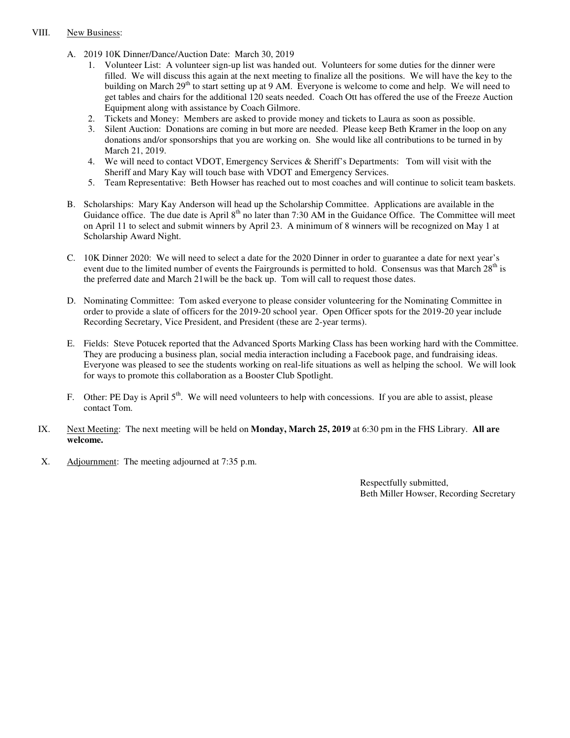VIII. <u>New Business</u>:

A. 2019 10K Dinner/Dance/Auction Date: March 30, 2019

1. Volunteer List: A volunteer sign-up list was handed out. Volunteers for some duties for the dinner were filled. We will discuss this again at the next meeting to finalize all the positions. We will have the key to the building on March 29th to start setting up at 9 AM. Everyone is welcome to come and help. We will need to get tables and chairs for the additional 120 seats needed. Coach Ott has offered the use of the Freeze Auction Equipment along with assistance by Coach Gilmore.
2. Tickets and Money: Members are asked to provide money and tickets to Laura as soon as possible.
3. Silent Auction: Donations are coming in but more are needed. Please keep Beth Kramer in the loop on any donations and/or sponsorships that you are working on. She would like all contributions to be turned in by March 21, 2019.
4. We will need to contact VDOT, Emergency Services & Sheriff's Departments: Tom will visit with the Sheriff and Mary Kay will touch base with VDOT and Emergency Services.
5. Team Representative: Beth Howser has reached out to most coaches and will continue to solicit team baskets.

B. Scholarships: Mary Kay Anderson will head up the Scholarship Committee. Applications are available in the Guidance office. The due date is April 8th no later than 7:30 AM in the Guidance Office. The Committee will meet on April 11 to select and submit winners by April 23. A minimum of 8 winners will be recognized on May 1 at Scholarship Award Night.

C. 10K Dinner 2020: We will need to select a date for the 2020 Dinner in order to guarantee a date for next year's event due to the limited number of events the Fairgrounds is permitted to hold. Consensus was that March 28th is the preferred date and March 21will be the back up. Tom will call to request those dates.

D. Nominating Committee: Tom asked everyone to please consider volunteering for the Nominating Committee in order to provide a slate of officers for the 2019-20 school year. Open Officer spots for the 2019-20 year include Recording Secretary, Vice President, and President (these are 2-year terms).

E. Fields: Steve Potucek reported that the Advanced Sports Marking Class has been working hard with the Committee. They are producing a business plan, social media interaction including a Facebook page, and fundraising ideas. Everyone was pleased to see the students working on real-life situations as well as helping the school. We will look for ways to promote this collaboration as a Booster Club Spotlight.

F. Other: PE Day is April 5th. We will need volunteers to help with concessions. If you are able to assist, please contact Tom.

IX. <u>Next Meeting</u>: The next meeting will be held on **Monday, March 25, 2019** at 6:30 pm in the FHS Library. **All are welcome.**

X. <u>Adjournment</u>: The meeting adjourned at 7:35 p.m.

Respectfully submitted,
Beth Miller Howser, Recording Secretary